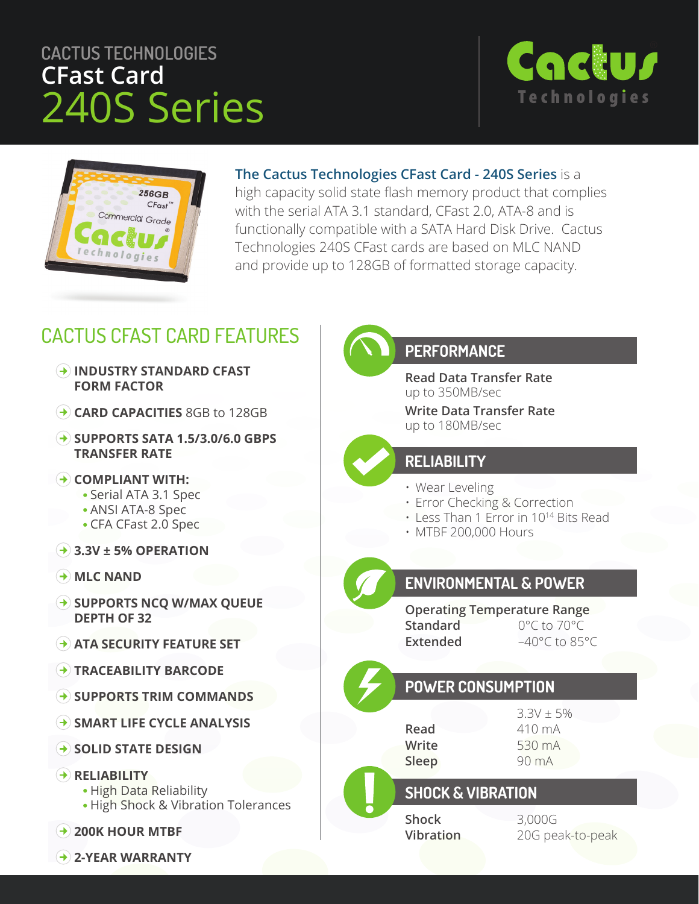# CACTUS TECHNOLOGIES CFast Card 240S Series

**The Cactus Technologies CFast Card - 240S Series** is a high capacity solid state flash memory product that complies with the serial ATA 3.1 standard, CFast 2.0, ATA-8 and is functionally compatible with a SATA Hard Disk Drive. Cactus Technologies 240S CFast cards are based on MLC NAND and provide up to 128GB of formatted storage capacity.

## CACTUS CFAST CARD FEATURES

- **INDUSTRY STANDARD CFAST FORM FACTOR**
- **CARD CAPACITIES** 8GB to 128GB
- **SUPPORTS SATA 1.5/3.0/6.0 GBPS TRANSFER RATE**
- **COMPLIANT WITH:**
  - Serial ATA 3.1 Spec
  - ANSI ATA-8 Spec
  - CFA CFast 2.0 Spec
- **3.3V ± 5% OPERATION**
- **MLC NAND**
- **SUPPORTS NCQ W/MAX QUEUE DEPTH OF 32**
- **ATA SECURITY FEATURE SET**
- **TRACEABILITY BARCODE**
- **SUPPORTS TRIM COMMANDS**
- **SMART LIFE CYCLE ANALYSIS**
- **SOLID STATE DESIGN**
- **RELIABILITY**
  - High Data Reliability
  - High Shock & Vibration Tolerances
- **200K HOUR MTBF**
- **2-YEAR WARRANTY**

## PERFORMANCE

**Read Data Transfer Rate**
up to 350MB/sec

**Write Data Transfer Rate**
up to 180MB/sec

## RELIABILITY

- Wear Leveling
- Error Checking & Correction
- Less Than 1 Error in $10^{14}$ Bits Read
- MTBF 200,000 Hours

## ENVIRONMENTAL & POWER

**Operating Temperature Range**

| | |
|---|---|
| **Standard** | 0°C to 70°C |
| **Extended** | –40°C to 85°C |

## POWER CONSUMPTION

| | 3.3V ± 5% |
|---|---|
| **Read** | 410 mA |
| **Write** | 530 mA |
| **Sleep** | 90 mA |

## SHOCK & VIBRATION

| | |
|---|---|
| **Shock** | 3,000G |
| **Vibration** | 20G peak-to-peak |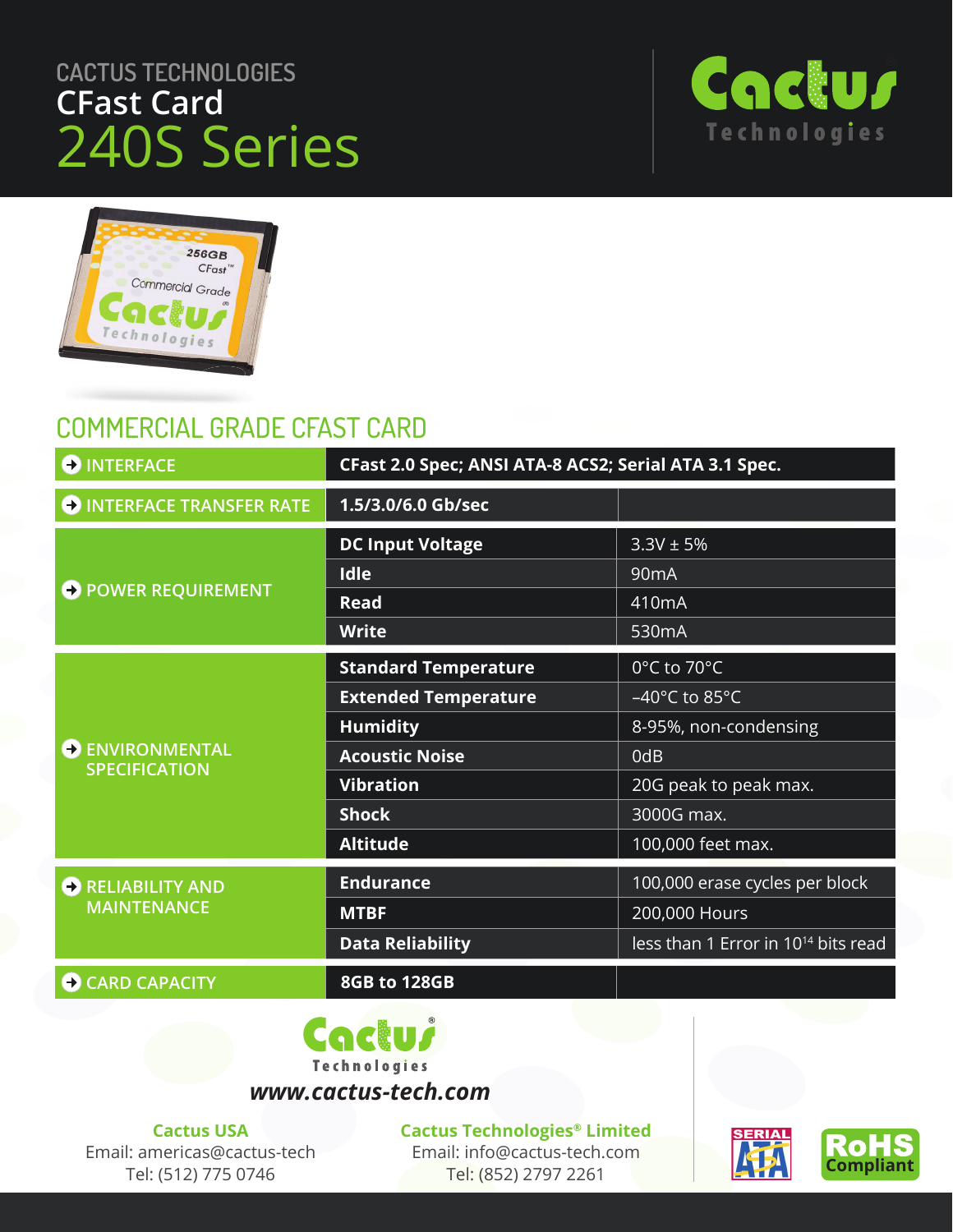CACTUS TECHNOLOGIES

# CFast Card 240S Series

## COMMERCIAL GRADE CFAST CARD

| | | |
|---|---|---|
| INTERFACE | CFast 2.0 Spec; ANSI ATA-8 ACS2; Serial ATA 3.1 Spec. | |
| INTERFACE TRANSFER RATE | 1.5/3.0/6.0 Gb/sec | |
| POWER REQUIREMENT | DC Input Voltage | 3.3V ± 5% |
| | Idle | 90mA |
| | Read | 410mA |
| | Write | 530mA |
| ENVIRONMENTAL SPECIFICATION | Standard Temperature | 0°C to 70°C |
| | Extended Temperature | –40°C to 85°C |
| | Humidity | 8-95%, non-condensing |
| | Acoustic Noise | 0dB |
| | Vibration | 20G peak to peak max. |
| | Shock | 3000G max. |
| | Altitude | 100,000 feet max. |
| RELIABILITY AND MAINTENANCE | Endurance | 100,000 erase cycles per block |
| | MTBF | 200,000 Hours |
| | Data Reliability | less than 1 Error in $10^{14}$ bits read |
| CARD CAPACITY | 8GB to 128GB | |

Cactus Technologies

***www.cactus-tech.com***

**Cactus USA**
Email: americas@cactus-tech
Tel: (512) 775 0746

**Cactus Technologies® Limited**
Email: info@cactus-tech.com
Tel: (852) 2797 2261

SERIAL ATA

RoHS Compliant